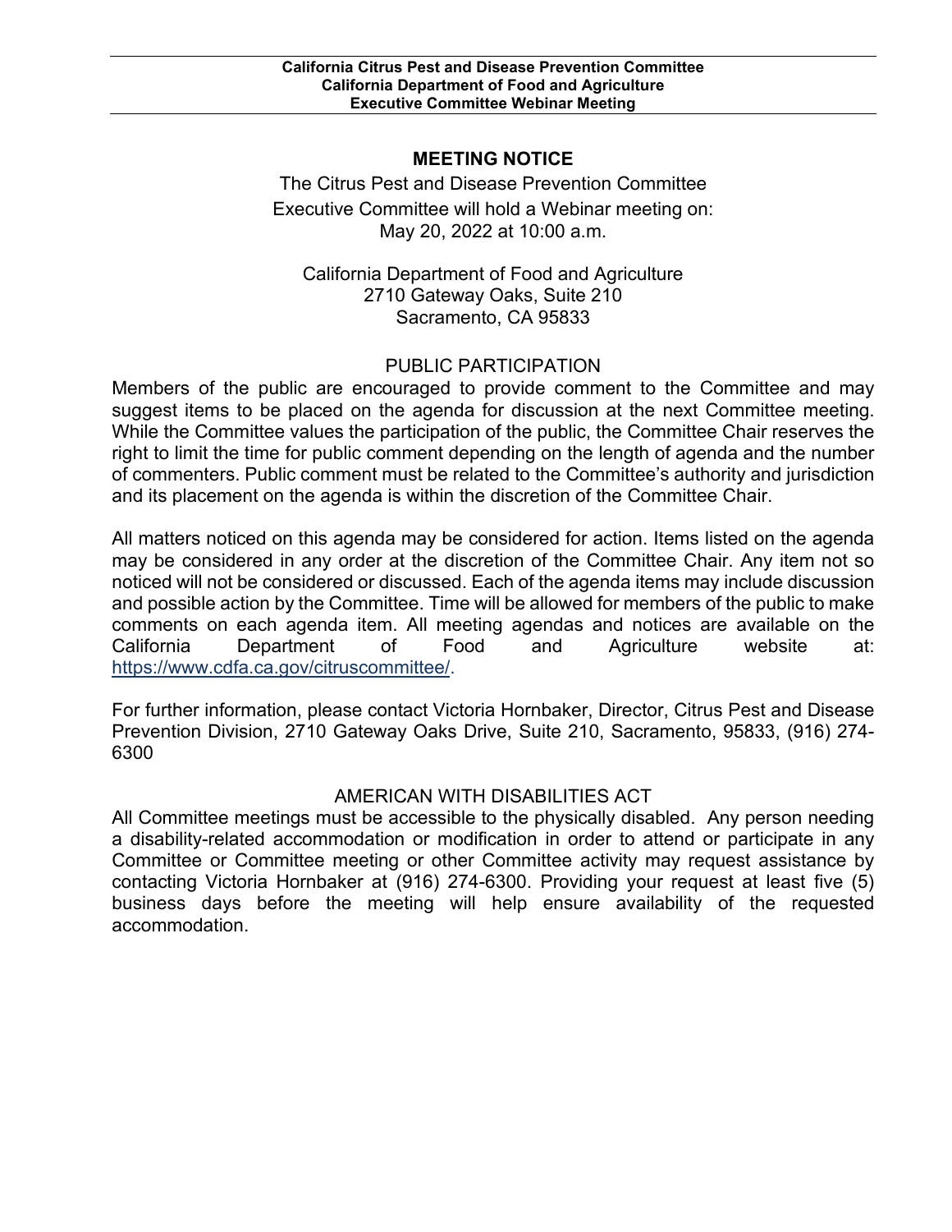**California Citrus Pest and Disease Prevention Committee**
**California Department of Food and Agriculture**
**Executive Committee Webinar Meeting**

## MEETING NOTICE

The Citrus Pest and Disease Prevention Committee
Executive Committee will hold a Webinar meeting on:
May 20, 2022 at 10:00 a.m.

California Department of Food and Agriculture
2710 Gateway Oaks, Suite 210
Sacramento, CA 95833

### PUBLIC PARTICIPATION

Members of the public are encouraged to provide comment to the Committee and may suggest items to be placed on the agenda for discussion at the next Committee meeting. While the Committee values the participation of the public, the Committee Chair reserves the right to limit the time for public comment depending on the length of agenda and the number of commenters. Public comment must be related to the Committee's authority and jurisdiction and its placement on the agenda is within the discretion of the Committee Chair.

All matters noticed on this agenda may be considered for action. Items listed on the agenda may be considered in any order at the discretion of the Committee Chair. Any item not so noticed will not be considered or discussed. Each of the agenda items may include discussion and possible action by the Committee. Time will be allowed for members of the public to make comments on each agenda item. All meeting agendas and notices are available on the California Department of Food and Agriculture website at: https://www.cdfa.ca.gov/citruscommittee/.

For further information, please contact Victoria Hornbaker, Director, Citrus Pest and Disease Prevention Division, 2710 Gateway Oaks Drive, Suite 210, Sacramento, 95833, (916) 274-6300

### AMERICAN WITH DISABILITIES ACT

All Committee meetings must be accessible to the physically disabled. Any person needing a disability-related accommodation or modification in order to attend or participate in any Committee or Committee meeting or other Committee activity may request assistance by contacting Victoria Hornbaker at (916) 274-6300. Providing your request at least five (5) business days before the meeting will help ensure availability of the requested accommodation.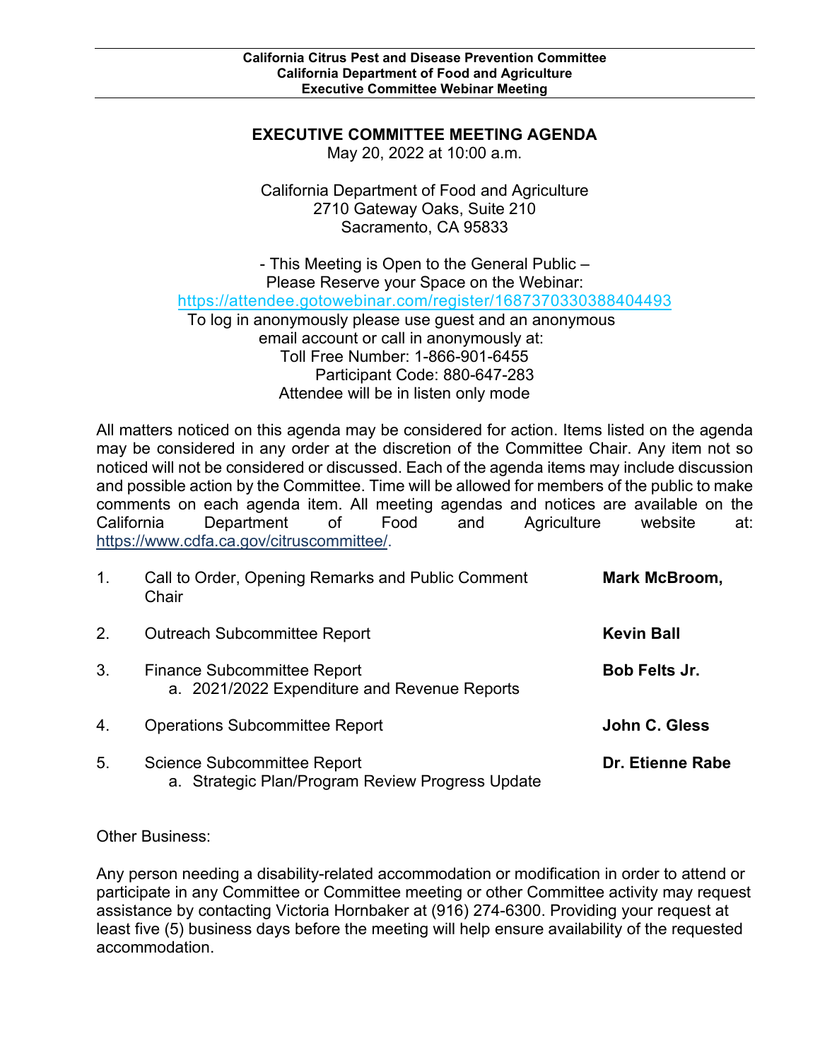**California Citrus Pest and Disease Prevention Committee**
**California Department of Food and Agriculture**
**Executive Committee Webinar Meeting**

# EXECUTIVE COMMITTEE MEETING AGENDA

May 20, 2022 at 10:00 a.m.

California Department of Food and Agriculture
2710 Gateway Oaks, Suite 210
Sacramento, CA 95833

- This Meeting is Open to the General Public –
Please Reserve your Space on the Webinar:
https://attendee.gotowebinar.com/register/1687370330388404493
To log in anonymously please use guest and an anonymous email account or call in anonymously at:
Toll Free Number: 1-866-901-6455
Participant Code: 880-647-283
Attendee will be in listen only mode

All matters noticed on this agenda may be considered for action. Items listed on the agenda may be considered in any order at the discretion of the Committee Chair. Any item not so noticed will not be considered or discussed. Each of the agenda items may include discussion and possible action by the Committee. Time will be allowed for members of the public to make comments on each agenda item. All meeting agendas and notices are available on the California Department of Food and Agriculture website at: https://www.cdfa.ca.gov/citruscommittee/.

1. Call to Order, Opening Remarks and Public Comment — **Mark McBroom, Chair**
2. Outreach Subcommittee Report — **Kevin Ball**
3. Finance Subcommittee Report — **Bob Felts Jr.**
   a. 2021/2022 Expenditure and Revenue Reports
4. Operations Subcommittee Report — **John C. Gless**
5. Science Subcommittee Report — **Dr. Etienne Rabe**
   a. Strategic Plan/Program Review Progress Update

Other Business:

Any person needing a disability-related accommodation or modification in order to attend or participate in any Committee or Committee meeting or other Committee activity may request assistance by contacting Victoria Hornbaker at (916) 274-6300. Providing your request at least five (5) business days before the meeting will help ensure availability of the requested accommodation.